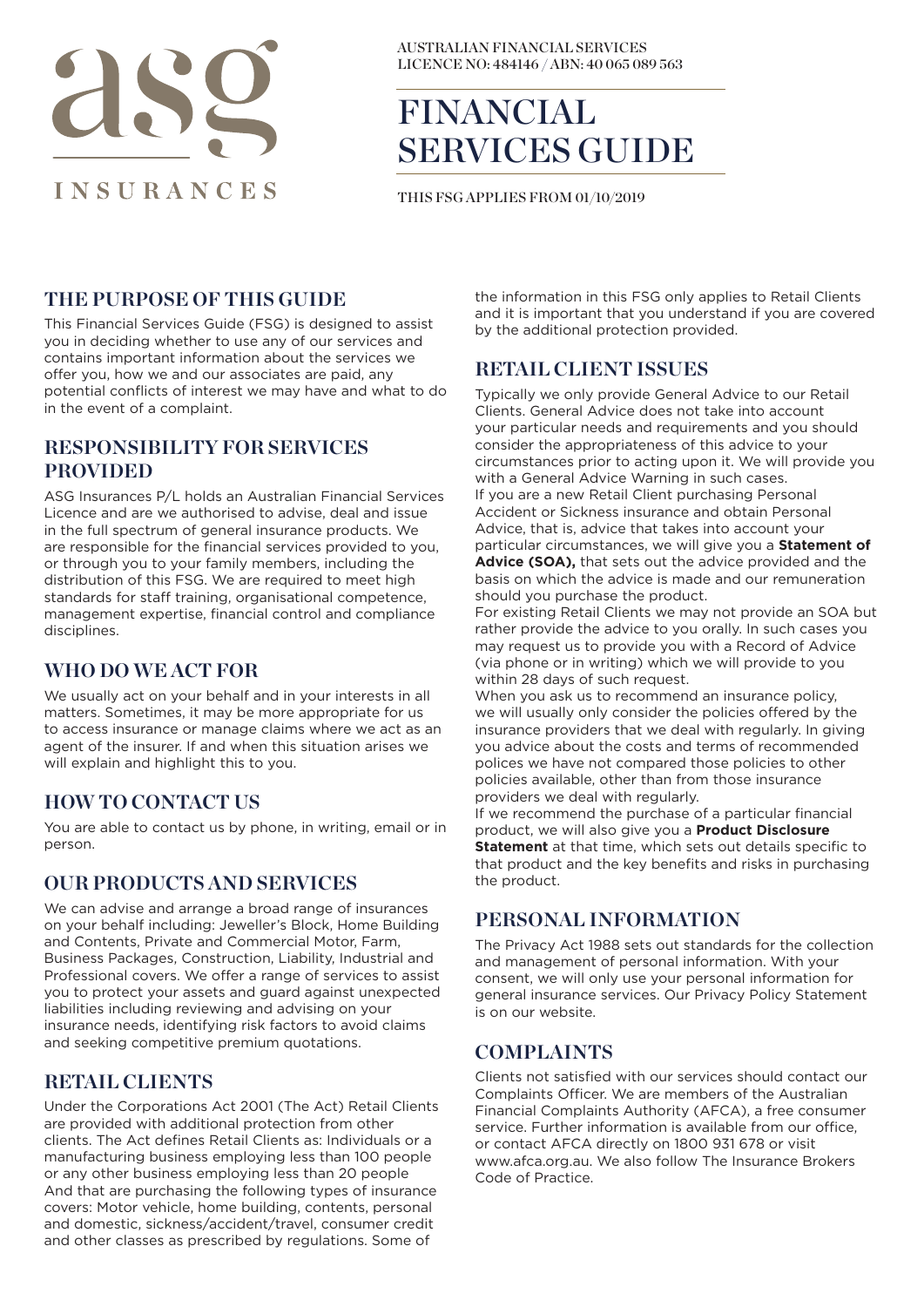asg

INSURANCES

AUSTRALIAN FINANCIAL SERVICES
LICENCE NO: 484146 / ABN: 40 065 089 563

# FINANCIAL SERVICES GUIDE

THIS FSG APPLIES FROM 01/10/2019

## THE PURPOSE OF THIS GUIDE

This Financial Services Guide (FSG) is designed to assist you in deciding whether to use any of our services and contains important information about the services we offer you, how we and our associates are paid, any potential conflicts of interest we may have and what to do in the event of a complaint.

## RESPONSIBILITY FOR SERVICES PROVIDED

ASG Insurances P/L holds an Australian Financial Services Licence and are we authorised to advise, deal and issue in the full spectrum of general insurance products. We are responsible for the financial services provided to you, or through you to your family members, including the distribution of this FSG. We are required to meet high standards for staff training, organisational competence, management expertise, financial control and compliance disciplines.

## WHO DO WE ACT FOR

We usually act on your behalf and in your interests in all matters. Sometimes, it may be more appropriate for us to access insurance or manage claims where we act as an agent of the insurer. If and when this situation arises we will explain and highlight this to you.

## HOW TO CONTACT US

You are able to contact us by phone, in writing, email or in person.

## OUR PRODUCTS AND SERVICES

We can advise and arrange a broad range of insurances on your behalf including: Jeweller's Block, Home Building and Contents, Private and Commercial Motor, Farm, Business Packages, Construction, Liability, Industrial and Professional covers. We offer a range of services to assist you to protect your assets and guard against unexpected liabilities including reviewing and advising on your insurance needs, identifying risk factors to avoid claims and seeking competitive premium quotations.

## RETAIL CLIENTS

Under the Corporations Act 2001 (The Act) Retail Clients are provided with additional protection from other clients. The Act defines Retail Clients as: Individuals or a manufacturing business employing less than 100 people or any other business employing less than 20 people And that are purchasing the following types of insurance covers: Motor vehicle, home building, contents, personal and domestic, sickness/accident/travel, consumer credit and other classes as prescribed by regulations. Some of the information in this FSG only applies to Retail Clients and it is important that you understand if you are covered by the additional protection provided.

## RETAIL CLIENT ISSUES

Typically we only provide General Advice to our Retail Clients. General Advice does not take into account your particular needs and requirements and you should consider the appropriateness of this advice to your circumstances prior to acting upon it. We will provide you with a General Advice Warning in such cases.
If you are a new Retail Client purchasing Personal Accident or Sickness insurance and obtain Personal Advice, that is, advice that takes into account your particular circumstances, we will give you a **Statement of Advice (SOA),** that sets out the advice provided and the basis on which the advice is made and our remuneration should you purchase the product.
For existing Retail Clients we may not provide an SOA but rather provide the advice to you orally. In such cases you may request us to provide you with a Record of Advice (via phone or in writing) which we will provide to you within 28 days of such request.
When you ask us to recommend an insurance policy, we will usually only consider the policies offered by the insurance providers that we deal with regularly. In giving you advice about the costs and terms of recommended polices we have not compared those policies to other policies available, other than from those insurance providers we deal with regularly.
If we recommend the purchase of a particular financial product, we will also give you a **Product Disclosure Statement** at that time, which sets out details specific to that product and the key benefits and risks in purchasing the product.

## PERSONAL INFORMATION

The Privacy Act 1988 sets out standards for the collection and management of personal information. With your consent, we will only use your personal information for general insurance services. Our Privacy Policy Statement is on our website.

## COMPLAINTS

Clients not satisfied with our services should contact our Complaints Officer. We are members of the Australian Financial Complaints Authority (AFCA), a free consumer service. Further information is available from our office, or contact AFCA directly on 1800 931 678 or visit www.afca.org.au. We also follow The Insurance Brokers Code of Practice.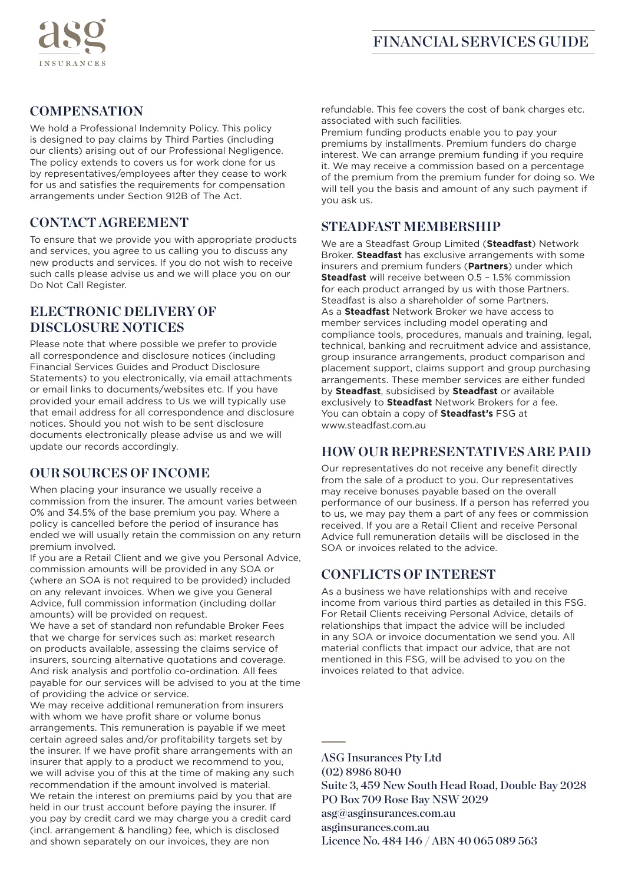## COMPENSATION

We hold a Professional Indemnity Policy. This policy is designed to pay claims by Third Parties (including our clients) arising out of our Professional Negligence. The policy extends to covers us for work done for us by representatives/employees after they cease to work for us and satisfies the requirements for compensation arrangements under Section 912B of The Act.

## CONTACT AGREEMENT

To ensure that we provide you with appropriate products and services, you agree to us calling you to discuss any new products and services. If you do not wish to receive such calls please advise us and we will place you on our Do Not Call Register.

## ELECTRONIC DELIVERY OF DISCLOSURE NOTICES

Please note that where possible we prefer to provide all correspondence and disclosure notices (including Financial Services Guides and Product Disclosure Statements) to you electronically, via email attachments or email links to documents/websites etc. If you have provided your email address to Us we will typically use that email address for all correspondence and disclosure notices. Should you not wish to be sent disclosure documents electronically please advise us and we will update our records accordingly.

## OUR SOURCES OF INCOME

When placing your insurance we usually receive a commission from the insurer. The amount varies between 0% and 34.5% of the base premium you pay. Where a policy is cancelled before the period of insurance has ended we will usually retain the commission on any return premium involved.

If you are a Retail Client and we give you Personal Advice, commission amounts will be provided in any SOA or (where an SOA is not required to be provided) included on any relevant invoices. When we give you General Advice, full commission information (including dollar amounts) will be provided on request.

We have a set of standard non refundable Broker Fees that we charge for services such as: market research on products available, assessing the claims service of insurers, sourcing alternative quotations and coverage. And risk analysis and portfolio co-ordination. All fees payable for our services will be advised to you at the time of providing the advice or service.

We may receive additional remuneration from insurers with whom we have profit share or volume bonus arrangements. This remuneration is payable if we meet certain agreed sales and/or profitability targets set by the insurer. If we have profit share arrangements with an insurer that apply to a product we recommend to you, we will advise you of this at the time of making any such recommendation if the amount involved is material.

We retain the interest on premiums paid by you that are held in our trust account before paying the insurer. If you pay by credit card we may charge you a credit card (incl. arrangement & handling) fee, which is disclosed and shown separately on our invoices, they are non refundable. This fee covers the cost of bank charges etc. associated with such facilities.

Premium funding products enable you to pay your premiums by installments. Premium funders do charge interest. We can arrange premium funding if you require it. We may receive a commission based on a percentage of the premium from the premium funder for doing so. We will tell you the basis and amount of any such payment if you ask us.

## STEADFAST MEMBERSHIP

We are a Steadfast Group Limited (**Steadfast**) Network Broker. **Steadfast** has exclusive arrangements with some insurers and premium funders (**Partners**) under which **Steadfast** will receive between 0.5 – 1.5% commission for each product arranged by us with those Partners. Steadfast is also a shareholder of some Partners.

As a **Steadfast** Network Broker we have access to member services including model operating and compliance tools, procedures, manuals and training, legal, technical, banking and recruitment advice and assistance, group insurance arrangements, product comparison and placement support, claims support and group purchasing arrangements. These member services are either funded by **Steadfast**, subsidised by **Steadfast** or available exclusively to **Steadfast** Network Brokers for a fee. You can obtain a copy of **Steadfast's** FSG at www.steadfast.com.au

## HOW OUR REPRESENTATIVES ARE PAID

Our representatives do not receive any benefit directly from the sale of a product to you. Our representatives may receive bonuses payable based on the overall performance of our business. If a person has referred you to us, we may pay them a part of any fees or commission received. If you are a Retail Client and receive Personal Advice full remuneration details will be disclosed in the SOA or invoices related to the advice.

## CONFLICTS OF INTEREST

As a business we have relationships with and receive income from various third parties as detailed in this FSG. For Retail Clients receiving Personal Advice, details of relationships that impact the advice will be included in any SOA or invoice documentation we send you. All material conflicts that impact our advice, that are not mentioned in this FSG, will be advised to you on the invoices related to that advice.

ASG Insurances Pty Ltd
(02) 8986 8040
Suite 3, 459 New South Head Road, Double Bay 2028
PO Box 709 Rose Bay NSW 2029
asg@asginsurances.com.au
asginsurances.com.au
Licence No. 484 146 / ABN 40 065 089 563